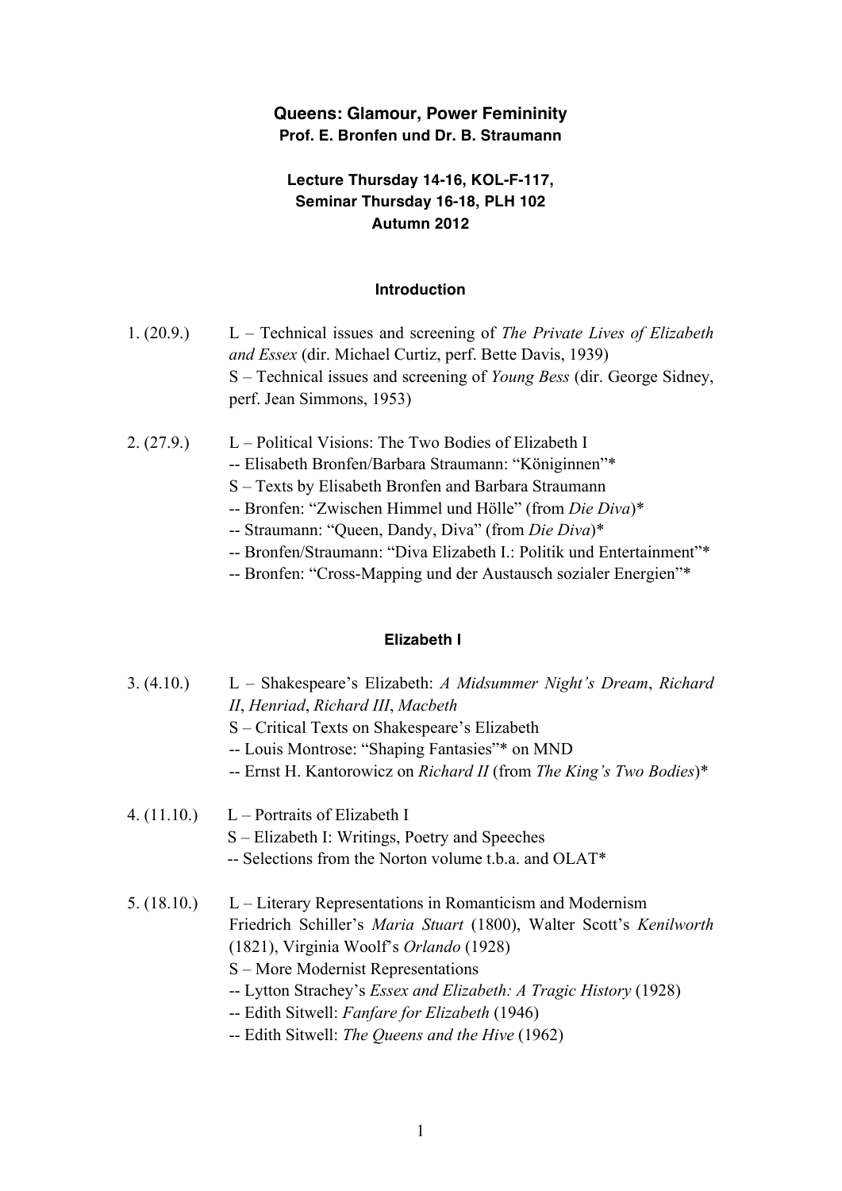# Queens: Glamour, Power Femininity

**Prof. E. Bronfen und Dr. B. Straumann**

**Lecture Thursday 14-16, KOL-F-117,**
**Seminar Thursday 16-18, PLH 102**
**Autumn 2012**

## Introduction

1. (20.9.) L – Technical issues and screening of *The Private Lives of Elizabeth and Essex* (dir. Michael Curtiz, perf. Bette Davis, 1939)
   S – Technical issues and screening of *Young Bess* (dir. George Sidney, perf. Jean Simmons, 1953)

2. (27.9.) L – Political Visions: The Two Bodies of Elizabeth I
   -- Elisabeth Bronfen/Barbara Straumann: "Königinnen"*
   S – Texts by Elisabeth Bronfen and Barbara Straumann
   -- Bronfen: "Zwischen Himmel und Hölle" (from *Die Diva*)*
   -- Straumann: "Queen, Dandy, Diva" (from *Die Diva*)*
   -- Bronfen/Straumann: "Diva Elizabeth I.: Politik und Entertainment"*
   -- Bronfen: "Cross-Mapping und der Austausch sozialer Energien"*

## Elizabeth I

3. (4.10.) L – Shakespeare's Elizabeth: *A Midsummer Night's Dream*, *Richard II*, *Henriad*, *Richard III*, *Macbeth*
   S – Critical Texts on Shakespeare's Elizabeth
   -- Louis Montrose: "Shaping Fantasies"* on MND
   -- Ernst H. Kantorowicz on *Richard II* (from *The King's Two Bodies*)*

4. (11.10.) L – Portraits of Elizabeth I
   S – Elizabeth I: Writings, Poetry and Speeches
   -- Selections from the Norton volume t.b.a. and OLAT*

5. (18.10.) L – Literary Representations in Romanticism and Modernism
   Friedrich Schiller's *Maria Stuart* (1800), Walter Scott's *Kenilworth* (1821), Virginia Woolf's *Orlando* (1928)
   S – More Modernist Representations
   -- Lytton Strachey's *Essex and Elizabeth: A Tragic History* (1928)
   -- Edith Sitwell: *Fanfare for Elizabeth* (1946)
   -- Edith Sitwell: *The Queens and the Hive* (1962)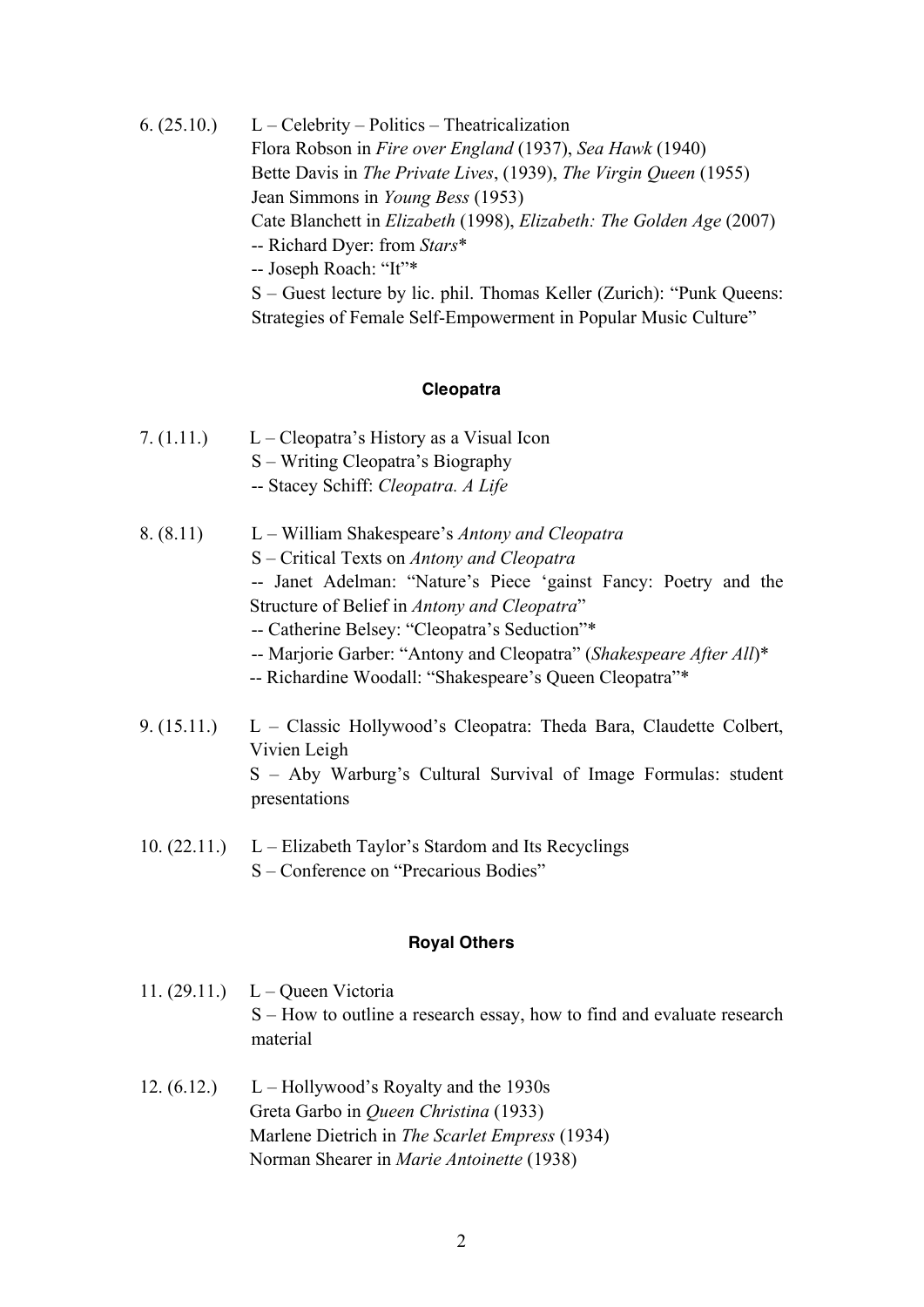6\. (25.10.) L – Celebrity – Politics – Theatricalization
Flora Robson in *Fire over England* (1937), *Sea Hawk* (1940)
Bette Davis in *The Private Lives*, (1939), *The Virgin Queen* (1955)
Jean Simmons in *Young Bess* (1953)
Cate Blanchett in *Elizabeth* (1998), *Elizabeth: The Golden Age* (2007)
-- Richard Dyer: from *Stars**
-- Joseph Roach: "It"*
S – Guest lecture by lic. phil. Thomas Keller (Zurich): "Punk Queens: Strategies of Female Self-Empowerment in Popular Music Culture"

### Cleopatra

7\. (1.11.) L – Cleopatra's History as a Visual Icon
S – Writing Cleopatra's Biography
-- Stacey Schiff: *Cleopatra. A Life*

8\. (8.11) L – William Shakespeare's *Antony and Cleopatra*
S – Critical Texts on *Antony and Cleopatra*
-- Janet Adelman: "Nature's Piece 'gainst Fancy: Poetry and the Structure of Belief in *Antony and Cleopatra*"
-- Catherine Belsey: "Cleopatra's Seduction"*
-- Marjorie Garber: "Antony and Cleopatra" (*Shakespeare After All*)*
-- Richardine Woodall: "Shakespeare's Queen Cleopatra"*

9\. (15.11.) L – Classic Hollywood's Cleopatra: Theda Bara, Claudette Colbert, Vivien Leigh
S – Aby Warburg's Cultural Survival of Image Formulas: student presentations

10\. (22.11.) L – Elizabeth Taylor's Stardom and Its Recyclings
S – Conference on "Precarious Bodies"

### Royal Others

11\. (29.11.) L – Queen Victoria
S – How to outline a research essay, how to find and evaluate research material

12\. (6.12.) L – Hollywood's Royalty and the 1930s
Greta Garbo in *Queen Christina* (1933)
Marlene Dietrich in *The Scarlet Empress* (1934)
Norman Shearer in *Marie Antoinette* (1938)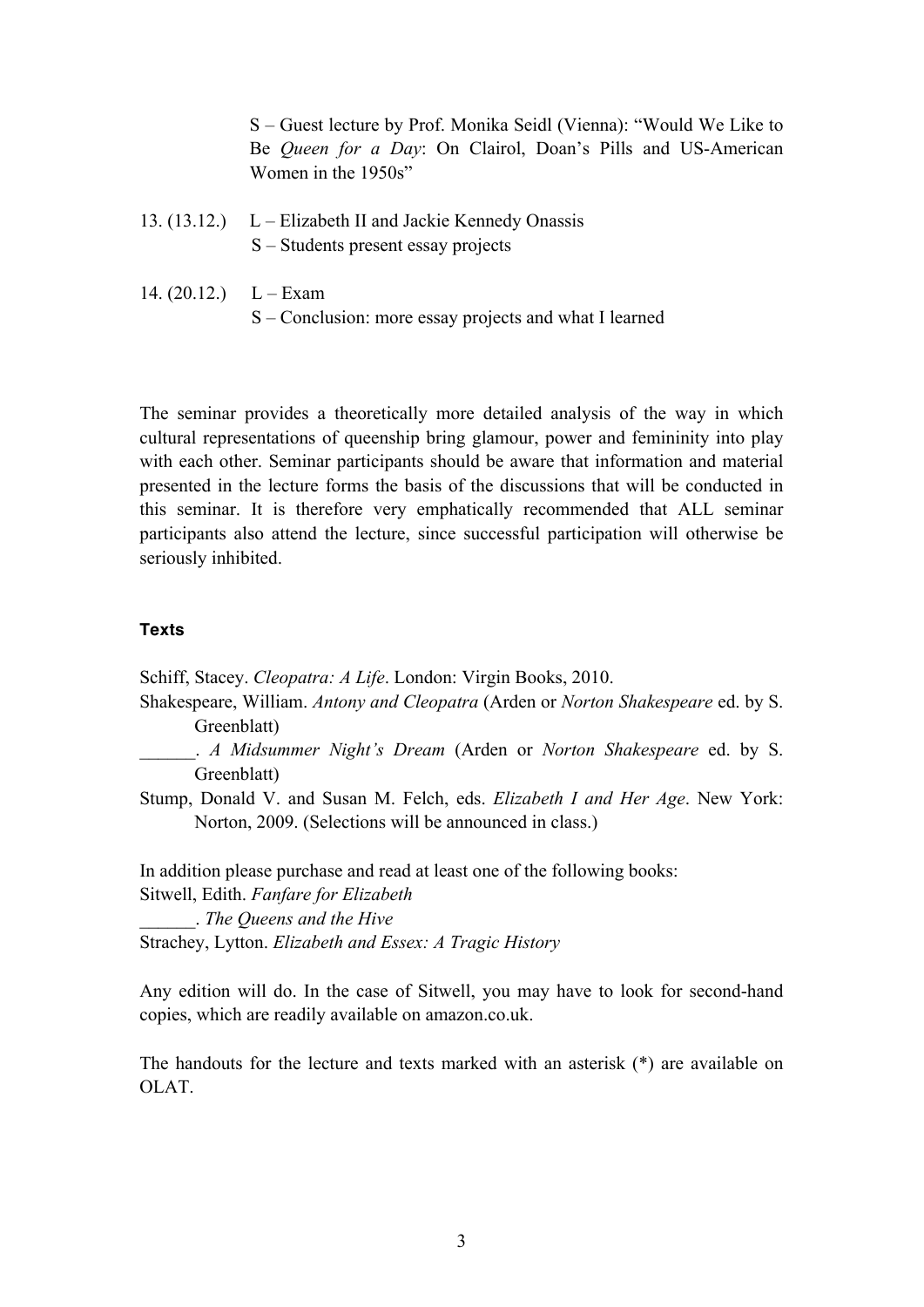S – Guest lecture by Prof. Monika Seidl (Vienna): "Would We Like to Be *Queen for a Day*: On Clairol, Doan's Pills and US-American Women in the 1950s"

13. (13.12.) L – Elizabeth II and Jackie Kennedy Onassis
S – Students present essay projects

14. (20.12.) L – Exam
S – Conclusion: more essay projects and what I learned

The seminar provides a theoretically more detailed analysis of the way in which cultural representations of queenship bring glamour, power and femininity into play with each other. Seminar participants should be aware that information and material presented in the lecture forms the basis of the discussions that will be conducted in this seminar. It is therefore very emphatically recommended that ALL seminar participants also attend the lecture, since successful participation will otherwise be seriously inhibited.

#### Texts

Schiff, Stacey. *Cleopatra: A Life*. London: Virgin Books, 2010.

Shakespeare, William. *Antony and Cleopatra* (Arden or *Norton Shakespeare* ed. by S. Greenblatt)

______. *A Midsummer Night's Dream* (Arden or *Norton Shakespeare* ed. by S. Greenblatt)

Stump, Donald V. and Susan M. Felch, eds. *Elizabeth I and Her Age*. New York: Norton, 2009. (Selections will be announced in class.)

In addition please purchase and read at least one of the following books:

Sitwell, Edith. *Fanfare for Elizabeth*

______. *The Queens and the Hive*

Strachey, Lytton. *Elizabeth and Essex: A Tragic History*

Any edition will do. In the case of Sitwell, you may have to look for second-hand copies, which are readily available on amazon.co.uk.

The handouts for the lecture and texts marked with an asterisk (*) are available on OLAT.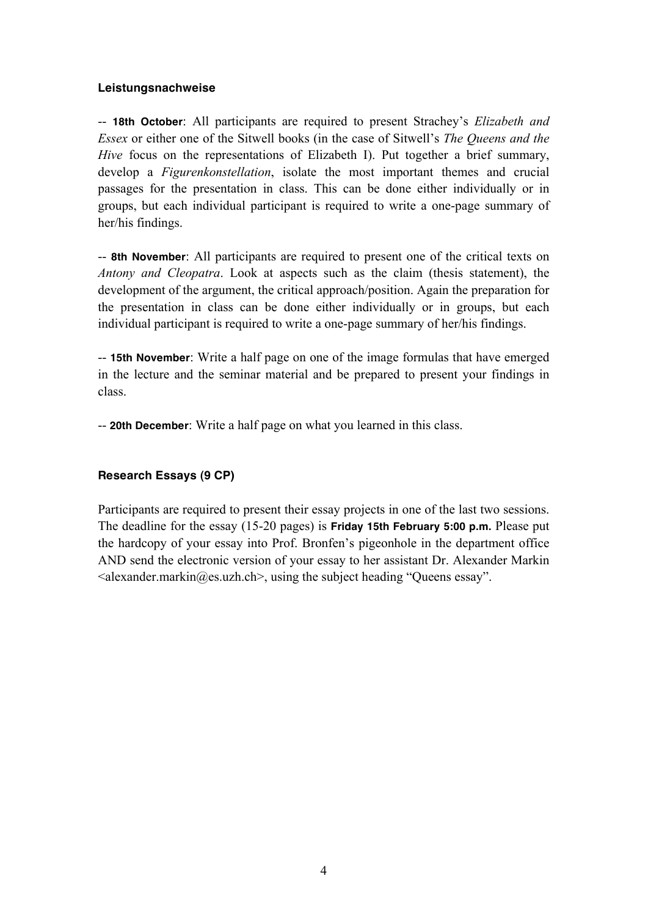### Leistungsnachweise

-- **18th October**: All participants are required to present Strachey's *Elizabeth and Essex* or either one of the Sitwell books (in the case of Sitwell's *The Queens and the Hive* focus on the representations of Elizabeth I). Put together a brief summary, develop a *Figurenkonstellation*, isolate the most important themes and crucial passages for the presentation in class. This can be done either individually or in groups, but each individual participant is required to write a one-page summary of her/his findings.

-- **8th November**: All participants are required to present one of the critical texts on *Antony and Cleopatra*. Look at aspects such as the claim (thesis statement), the development of the argument, the critical approach/position. Again the preparation for the presentation in class can be done either individually or in groups, but each individual participant is required to write a one-page summary of her/his findings.

-- **15th November**: Write a half page on one of the image formulas that have emerged in the lecture and the seminar material and be prepared to present your findings in class.

-- **20th December**: Write a half page on what you learned in this class.

### Research Essays (9 CP)

Participants are required to present their essay projects in one of the last two sessions. The deadline for the essay (15-20 pages) is **Friday 15th February 5:00 p.m.** Please put the hardcopy of your essay into Prof. Bronfen's pigeonhole in the department office AND send the electronic version of your essay to her assistant Dr. Alexander Markin <alexander.markin@es.uzh.ch>, using the subject heading "Queens essay".